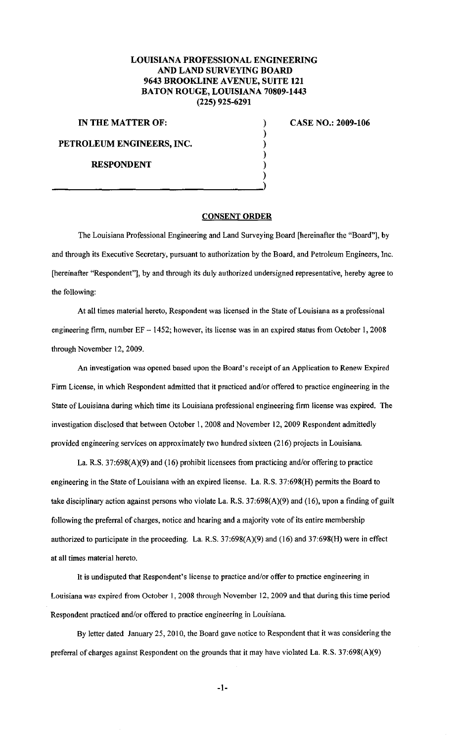**LOUISIANA PROFESSIONAL ENGINEERING AND LAND SURVEYING BOARD**
**9643 BROOKLINE AVENUE, SUITE 121**
**BATON ROUGE, LOUISIANA 70809-1443**
**(225) 925-6291**

**IN THE MATTER OF:**

**PETROLEUM ENGINEERS, INC.**

**RESPONDENT**

**CASE NO.: 2009-106**

## CONSENT ORDER

The Louisiana Professional Engineering and Land Surveying Board [hereinafter the "Board"], by and through its Executive Secretary, pursuant to authorization by the Board, and Petroleum Engineers, Inc. [hereinafter "Respondent"], by and through its duly authorized undersigned representative, hereby agree to the following:

At all times material hereto, Respondent was licensed in the State of Louisiana as a professional engineering firm, number EF – 1452; however, its license was in an expired status from October 1, 2008 through November 12, 2009.

An investigation was opened based upon the Board's receipt of an Application to Renew Expired Firm License, in which Respondent admitted that it practiced and/or offered to practice engineering in the State of Louisiana during which time its Louisiana professional engineering firm license was expired. The investigation disclosed that between October 1, 2008 and November 12, 2009 Respondent admittedly provided engineering services on approximately two hundred sixteen (216) projects in Louisiana.

La. R.S. 37:698(A)(9) and (16) prohibit licensees from practicing and/or offering to practice engineering in the State of Louisiana with an expired license. La. R.S. 37:698(H) permits the Board to take disciplinary action against persons who violate La. R.S. 37:698(A)(9) and (16), upon a finding of guilt following the preferral of charges, notice and hearing and a majority vote of its entire membership authorized to participate in the proceeding. La. R.S. 37:698(A)(9) and (16) and 37:698(H) were in effect at all times material hereto.

It is undisputed that Respondent's license to practice and/or offer to practice engineering in Louisiana was expired from October 1, 2008 through November 12, 2009 and that during this time period Respondent practiced and/or offered to practice engineering in Louisiana.

By letter dated January 25, 2010, the Board gave notice to Respondent that it was considering the preferral of charges against Respondent on the grounds that it may have violated La. R.S. 37:698(A)(9)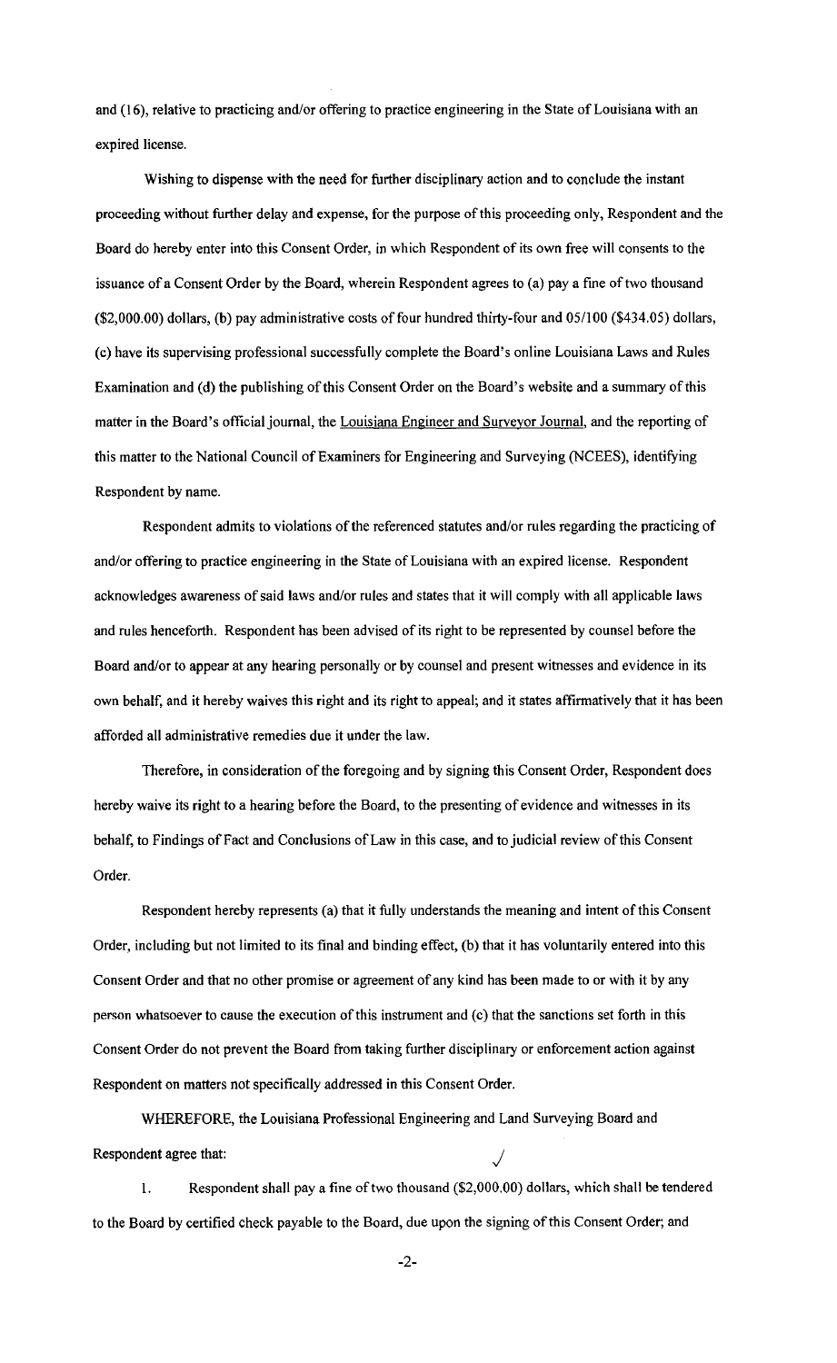and (16), relative to practicing and/or offering to practice engineering in the State of Louisiana with an expired license.

Wishing to dispense with the need for further disciplinary action and to conclude the instant proceeding without further delay and expense, for the purpose of this proceeding only, Respondent and the Board do hereby enter into this Consent Order, in which Respondent of its own free will consents to the issuance of a Consent Order by the Board, wherein Respondent agrees to (a) pay a fine of two thousand ($2,000.00) dollars, (b) pay administrative costs of four hundred thirty-four and 05/100 ($434.05) dollars, (c) have its supervising professional successfully complete the Board's online Louisiana Laws and Rules Examination and (d) the publishing of this Consent Order on the Board's website and a summary of this matter in the Board's official journal, the Louisiana Engineer and Surveyor Journal, and the reporting of this matter to the National Council of Examiners for Engineering and Surveying (NCEES), identifying Respondent by name.

Respondent admits to violations of the referenced statutes and/or rules regarding the practicing of and/or offering to practice engineering in the State of Louisiana with an expired license. Respondent acknowledges awareness of said laws and/or rules and states that it will comply with all applicable laws and rules henceforth. Respondent has been advised of its right to be represented by counsel before the Board and/or to appear at any hearing personally or by counsel and present witnesses and evidence in its own behalf, and it hereby waives this right and its right to appeal; and it states affirmatively that it has been afforded all administrative remedies due it under the law.

Therefore, in consideration of the foregoing and by signing this Consent Order, Respondent does hereby waive its right to a hearing before the Board, to the presenting of evidence and witnesses in its behalf, to Findings of Fact and Conclusions of Law in this case, and to judicial review of this Consent Order.

Respondent hereby represents (a) that it fully understands the meaning and intent of this Consent Order, including but not limited to its final and binding effect, (b) that it has voluntarily entered into this Consent Order and that no other promise or agreement of any kind has been made to or with it by any person whatsoever to cause the execution of this instrument and (c) that the sanctions set forth in this Consent Order do not prevent the Board from taking further disciplinary or enforcement action against Respondent on matters not specifically addressed in this Consent Order.

WHEREFORE, the Louisiana Professional Engineering and Land Surveying Board and Respondent agree that:

1. Respondent shall pay a fine of two thousand ($2,000.00) dollars, which shall be tendered to the Board by certified check payable to the Board, due upon the signing of this Consent Order; and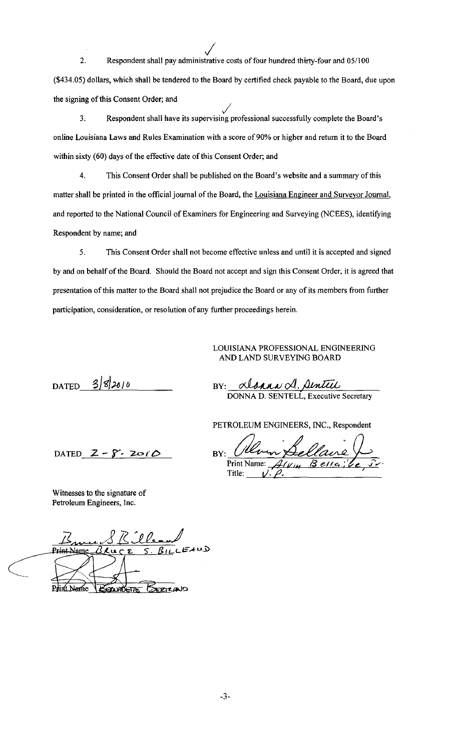2. Respondent shall pay administrative costs of four hundred thirty-four and 05/100 ($434.05) dollars, which shall be tendered to the Board by certified check payable to the Board, due upon the signing of this Consent Order; and

3. Respondent shall have its supervising professional successfully complete the Board's online Louisiana Laws and Rules Examination with a score of 90% or higher and return it to the Board within sixty (60) days of the effective date of this Consent Order; and

4. This Consent Order shall be published on the Board's website and a summary of this matter shall be printed in the official journal of the Board, the Louisiana Engineer and Surveyor Journal, and reported to the National Council of Examiners for Engineering and Surveying (NCEES), identifying Respondent by name; and

5. This Consent Order shall not become effective unless and until it is accepted and signed by and on behalf of the Board. Should the Board not accept and sign this Consent Order, it is agreed that presentation of this matter to the Board shall not prejudice the Board or any of its members from further participation, consideration, or resolution of any further proceedings herein.

LOUISIANA PROFESSIONAL ENGINEERING AND LAND SURVEYING BOARD

DATED 3/8/2010

BY: Donna D. Sentell
DONNA D. SENTELL, Executive Secretary

PETROLEUM ENGINEERS, INC., Respondent

DATED 2-8-2010

BY: Alvin Bellaire Jr.
Print Name: Alvin Bellaire, Jr.
Title: V.P.

Witnesses to the signature of Petroleum Engineers, Inc.

Bruce S. Billeaud
Print Name Bruce S. Billeaud

Print Name Bernadette Bertrand